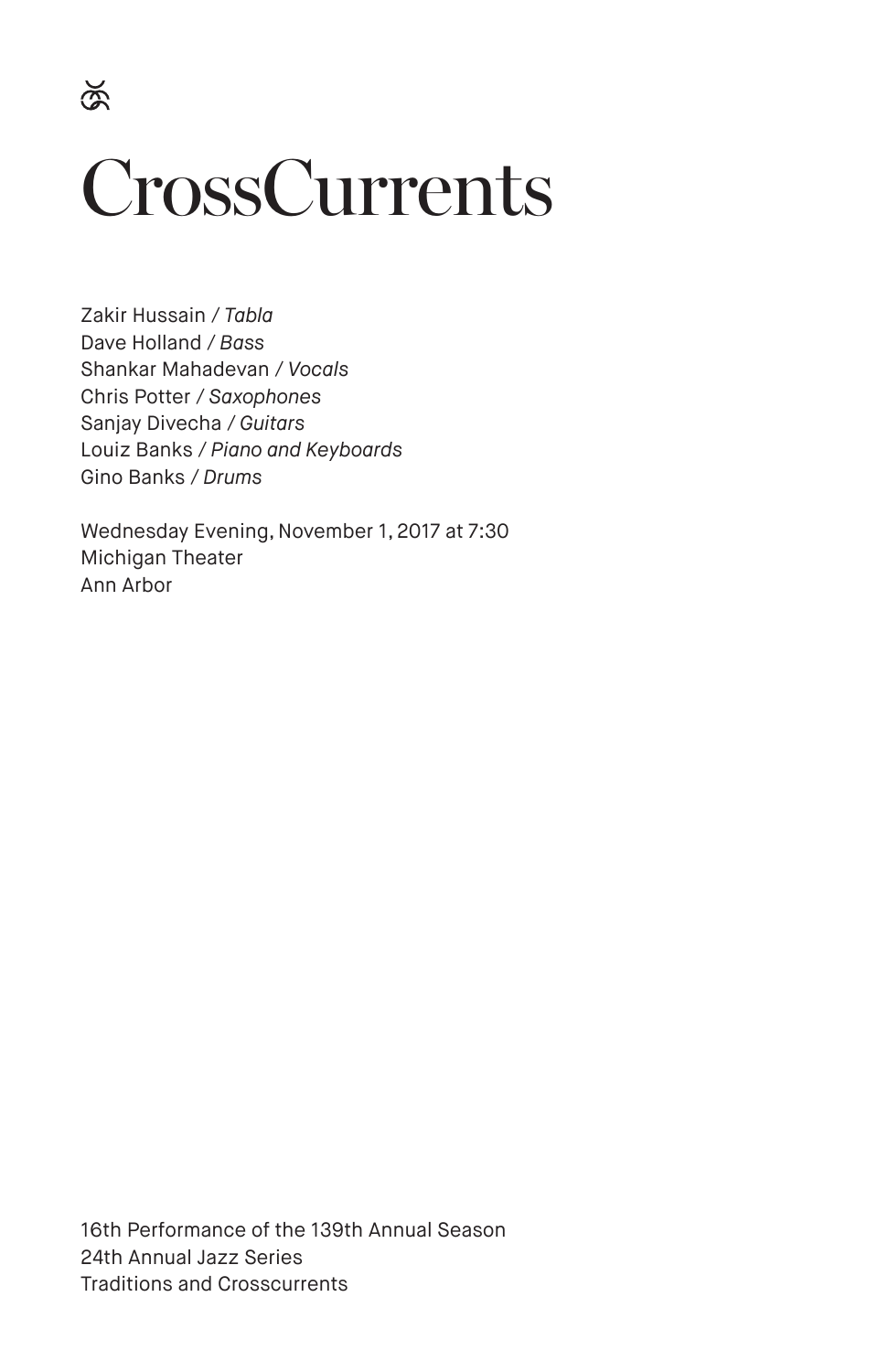# CrossCurrents

Zakir Hussain / *Tabla*
Dave Holland / *Bass*
Shankar Mahadevan / *Vocals*
Chris Potter / *Saxophones*
Sanjay Divecha / *Guitars*
Louiz Banks / *Piano and Keyboards*
Gino Banks / *Drums*

Wednesday Evening, November 1, 2017 at 7:30
Michigan Theater
Ann Arbor

16th Performance of the 139th Annual Season
24th Annual Jazz Series
Traditions and Crosscurrents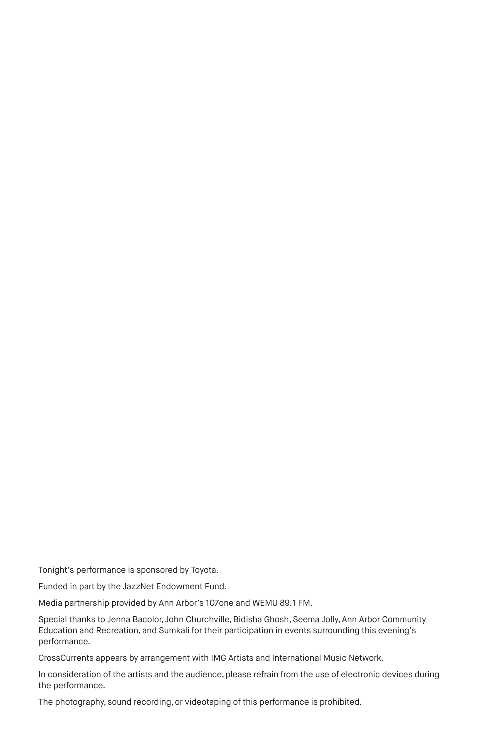Tonight's performance is sponsored by Toyota.

Funded in part by the JazzNet Endowment Fund.

Media partnership provided by Ann Arbor's 107one and WEMU 89.1 FM.

Special thanks to Jenna Bacolor, John Churchville, Bidisha Ghosh, Seema Jolly, Ann Arbor Community Education and Recreation, and Sumkali for their participation in events surrounding this evening's performance.

CrossCurrents appears by arrangement with IMG Artists and International Music Network.

In consideration of the artists and the audience, please refrain from the use of electronic devices during the performance.

The photography, sound recording, or videotaping of this performance is prohibited.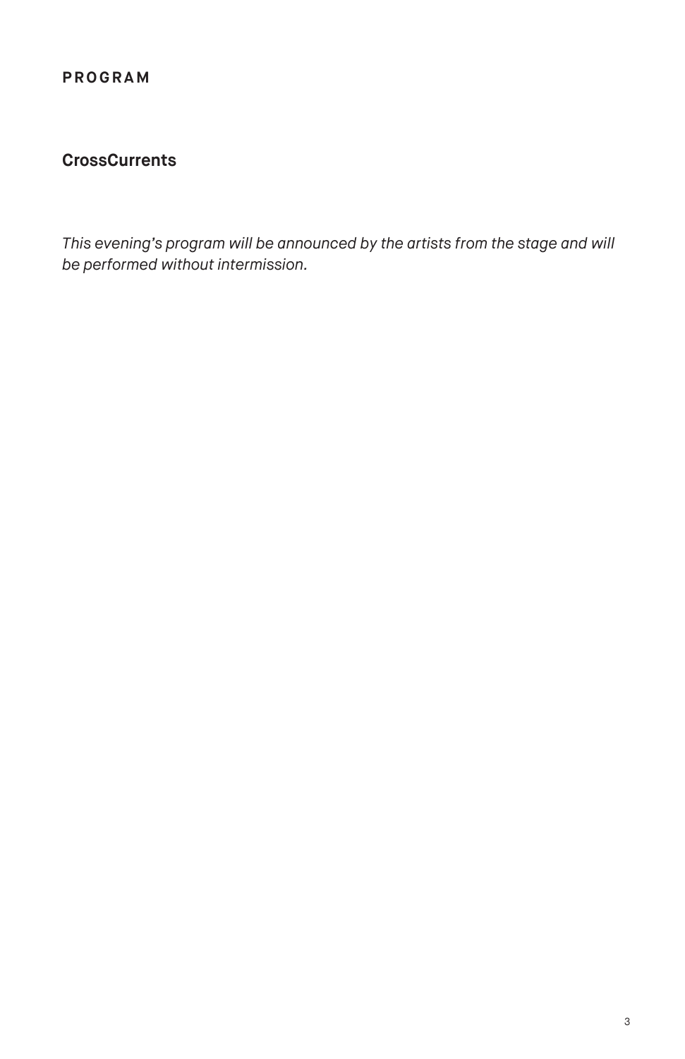# PROGRAM

## CrossCurrents

*This evening's program will be announced by the artists from the stage and will be performed without intermission.*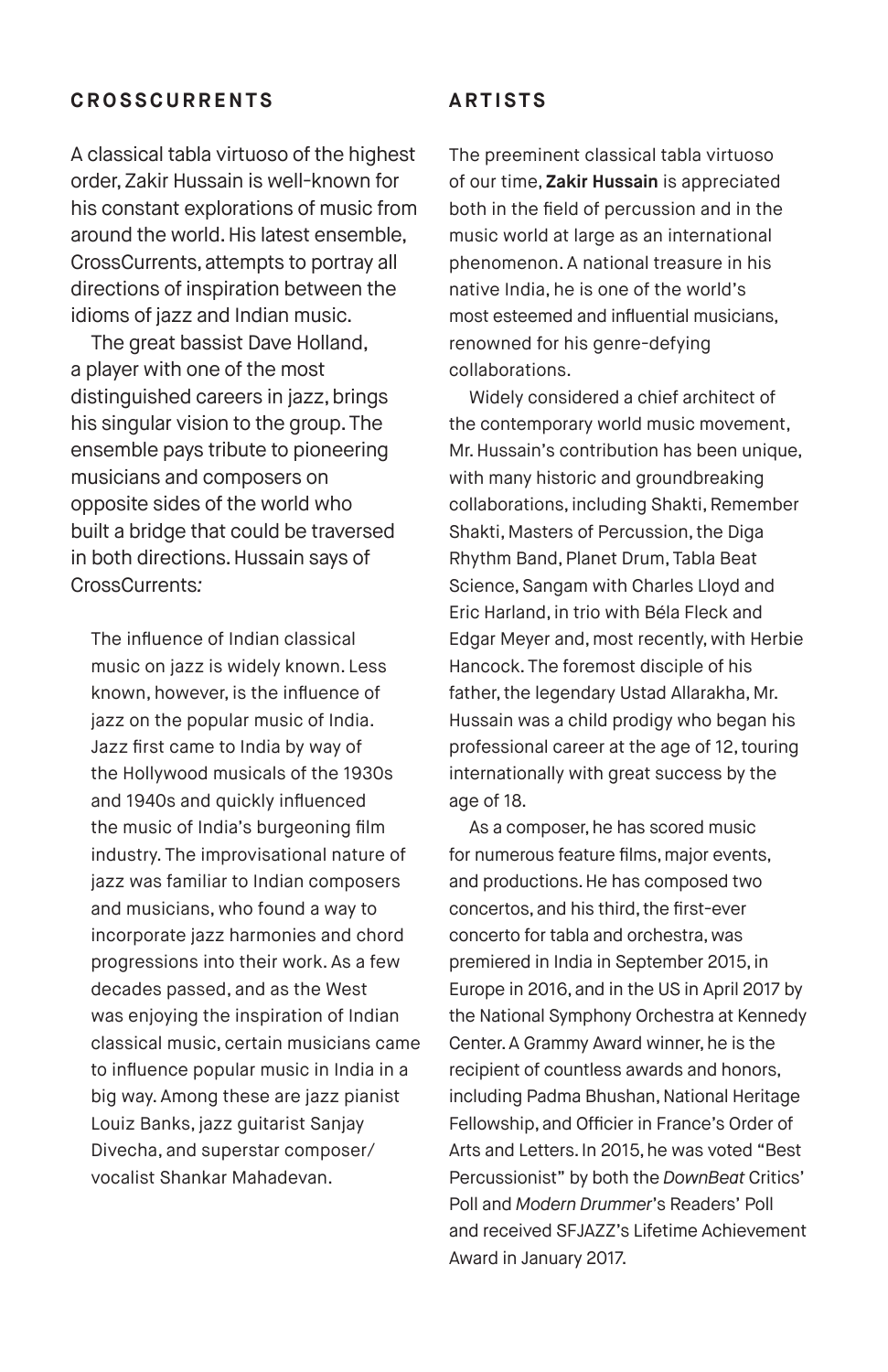## CROSSCURRENTS

A classical tabla virtuoso of the highest order, Zakir Hussain is well-known for his constant explorations of music from around the world. His latest ensemble, CrossCurrents, attempts to portray all directions of inspiration between the idioms of jazz and Indian music.

The great bassist Dave Holland, a player with one of the most distinguished careers in jazz, brings his singular vision to the group. The ensemble pays tribute to pioneering musicians and composers on opposite sides of the world who built a bridge that could be traversed in both directions. Hussain says of CrossCurrents:

> The influence of Indian classical music on jazz is widely known. Less known, however, is the influence of jazz on the popular music of India. Jazz first came to India by way of the Hollywood musicals of the 1930s and 1940s and quickly influenced the music of India's burgeoning film industry. The improvisational nature of jazz was familiar to Indian composers and musicians, who found a way to incorporate jazz harmonies and chord progressions into their work. As a few decades passed, and as the West was enjoying the inspiration of Indian classical music, certain musicians came to influence popular music in India in a big way. Among these are jazz pianist Louiz Banks, jazz guitarist Sanjay Divecha, and superstar composer/vocalist Shankar Mahadevan.

## ARTISTS

The preeminent classical tabla virtuoso of our time, **Zakir Hussain** is appreciated both in the field of percussion and in the music world at large as an international phenomenon. A national treasure in his native India, he is one of the world's most esteemed and influential musicians, renowned for his genre-defying collaborations.

Widely considered a chief architect of the contemporary world music movement, Mr. Hussain's contribution has been unique, with many historic and groundbreaking collaborations, including Shakti, Remember Shakti, Masters of Percussion, the Diga Rhythm Band, Planet Drum, Tabla Beat Science, Sangam with Charles Lloyd and Eric Harland, in trio with Béla Fleck and Edgar Meyer and, most recently, with Herbie Hancock. The foremost disciple of his father, the legendary Ustad Allarakha, Mr. Hussain was a child prodigy who began his professional career at the age of 12, touring internationally with great success by the age of 18.

As a composer, he has scored music for numerous feature films, major events, and productions. He has composed two concertos, and his third, the first-ever concerto for tabla and orchestra, was premiered in India in September 2015, in Europe in 2016, and in the US in April 2017 by the National Symphony Orchestra at Kennedy Center. A Grammy Award winner, he is the recipient of countless awards and honors, including Padma Bhushan, National Heritage Fellowship, and Officier in France's Order of Arts and Letters. In 2015, he was voted "Best Percussionist" by both the *DownBeat* Critics' Poll and *Modern Drummer*'s Readers' Poll and received SFJAZZ's Lifetime Achievement Award in January 2017.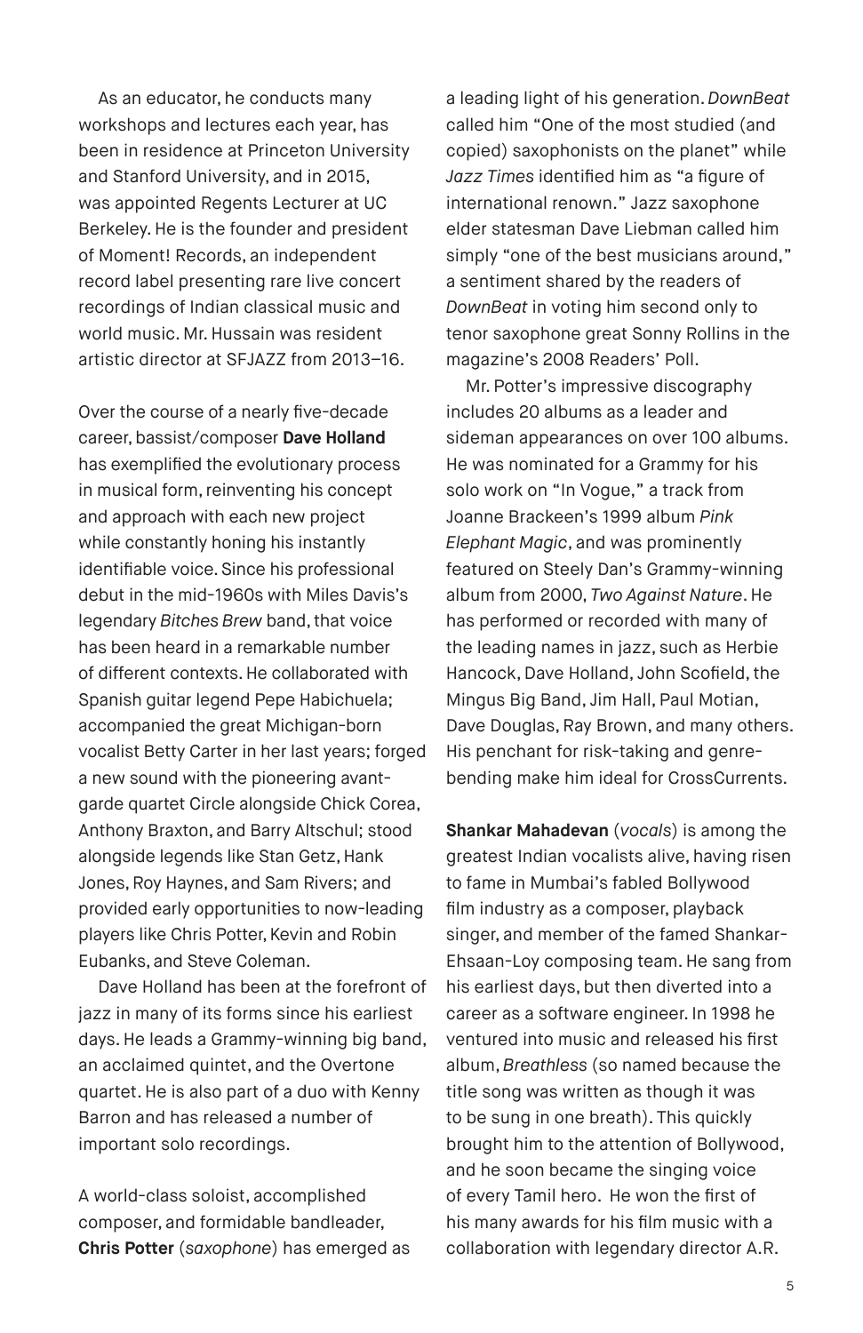As an educator, he conducts many workshops and lectures each year, has been in residence at Princeton University and Stanford University, and in 2015, was appointed Regents Lecturer at UC Berkeley. He is the founder and president of Moment! Records, an independent record label presenting rare live concert recordings of Indian classical music and world music. Mr. Hussain was resident artistic director at SFJAZZ from 2013–16.

Over the course of a nearly five-decade career, bassist/composer **Dave Holland** has exemplified the evolutionary process in musical form, reinventing his concept and approach with each new project while constantly honing his instantly identifiable voice. Since his professional debut in the mid-1960s with Miles Davis's legendary *Bitches Brew* band, that voice has been heard in a remarkable number of different contexts. He collaborated with Spanish guitar legend Pepe Habichuela; accompanied the great Michigan-born vocalist Betty Carter in her last years; forged a new sound with the pioneering avant-garde quartet Circle alongside Chick Corea, Anthony Braxton, and Barry Altschul; stood alongside legends like Stan Getz, Hank Jones, Roy Haynes, and Sam Rivers; and provided early opportunities to now-leading players like Chris Potter, Kevin and Robin Eubanks, and Steve Coleman.

Dave Holland has been at the forefront of jazz in many of its forms since his earliest days. He leads a Grammy-winning big band, an acclaimed quintet, and the Overtone quartet. He is also part of a duo with Kenny Barron and has released a number of important solo recordings.

A world-class soloist, accomplished composer, and formidable bandleader, **Chris Potter** (*saxophone*) has emerged as a leading light of his generation. *DownBeat* called him "One of the most studied (and copied) saxophonists on the planet" while *Jazz Times* identified him as "a figure of international renown." Jazz saxophone elder statesman Dave Liebman called him simply "one of the best musicians around," a sentiment shared by the readers of *DownBeat* in voting him second only to tenor saxophone great Sonny Rollins in the magazine's 2008 Readers' Poll.

Mr. Potter's impressive discography includes 20 albums as a leader and sideman appearances on over 100 albums. He was nominated for a Grammy for his solo work on "In Vogue," a track from Joanne Brackeen's 1999 album *Pink Elephant Magic*, and was prominently featured on Steely Dan's Grammy-winning album from 2000, *Two Against Nature*. He has performed or recorded with many of the leading names in jazz, such as Herbie Hancock, Dave Holland, John Scofield, the Mingus Big Band, Jim Hall, Paul Motian, Dave Douglas, Ray Brown, and many others. His penchant for risk-taking and genre-bending make him ideal for CrossCurrents.

**Shankar Mahadevan** (*vocals*) is among the greatest Indian vocalists alive, having risen to fame in Mumbai's fabled Bollywood film industry as a composer, playback singer, and member of the famed Shankar-Ehsaan-Loy composing team. He sang from his earliest days, but then diverted into a career as a software engineer. In 1998 he ventured into music and released his first album, *Breathless* (so named because the title song was written as though it was to be sung in one breath). This quickly brought him to the attention of Bollywood, and he soon became the singing voice of every Tamil hero. He won the first of his many awards for his film music with a collaboration with legendary director A.R.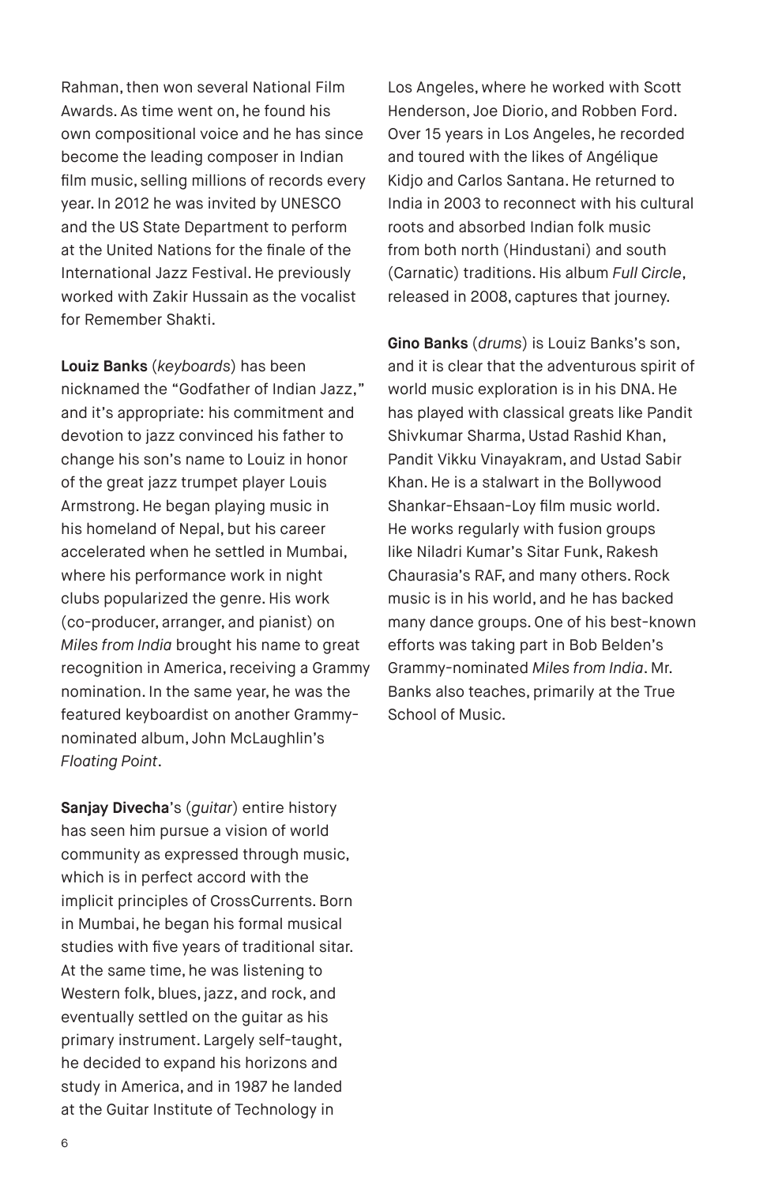Rahman, then won several National Film Awards. As time went on, he found his own compositional voice and he has since become the leading composer in Indian film music, selling millions of records every year. In 2012 he was invited by UNESCO and the US State Department to perform at the United Nations for the finale of the International Jazz Festival. He previously worked with Zakir Hussain as the vocalist for Remember Shakti.

**Louiz Banks** (*keyboards*) has been nicknamed the "Godfather of Indian Jazz," and it's appropriate: his commitment and devotion to jazz convinced his father to change his son's name to Louiz in honor of the great jazz trumpet player Louis Armstrong. He began playing music in his homeland of Nepal, but his career accelerated when he settled in Mumbai, where his performance work in night clubs popularized the genre. His work (co-producer, arranger, and pianist) on *Miles from India* brought his name to great recognition in America, receiving a Grammy nomination. In the same year, he was the featured keyboardist on another Grammy-nominated album, John McLaughlin's *Floating Point*.

**Sanjay Divecha**'s (*guitar*) entire history has seen him pursue a vision of world community as expressed through music, which is in perfect accord with the implicit principles of CrossCurrents. Born in Mumbai, he began his formal musical studies with five years of traditional sitar. At the same time, he was listening to Western folk, blues, jazz, and rock, and eventually settled on the guitar as his primary instrument. Largely self-taught, he decided to expand his horizons and study in America, and in 1987 he landed at the Guitar Institute of Technology in Los Angeles, where he worked with Scott Henderson, Joe Diorio, and Robben Ford. Over 15 years in Los Angeles, he recorded and toured with the likes of Angélique Kidjo and Carlos Santana. He returned to India in 2003 to reconnect with his cultural roots and absorbed Indian folk music from both north (Hindustani) and south (Carnatic) traditions. His album *Full Circle*, released in 2008, captures that journey.

**Gino Banks** (*drums*) is Louiz Banks's son, and it is clear that the adventurous spirit of world music exploration is in his DNA. He has played with classical greats like Pandit Shivkumar Sharma, Ustad Rashid Khan, Pandit Vikku Vinayakram, and Ustad Sabir Khan. He is a stalwart in the Bollywood Shankar-Ehsaan-Loy film music world. He works regularly with fusion groups like Niladri Kumar's Sitar Funk, Rakesh Chaurasia's RAF, and many others. Rock music is in his world, and he has backed many dance groups. One of his best-known efforts was taking part in Bob Belden's Grammy-nominated *Miles from India*. Mr. Banks also teaches, primarily at the True School of Music.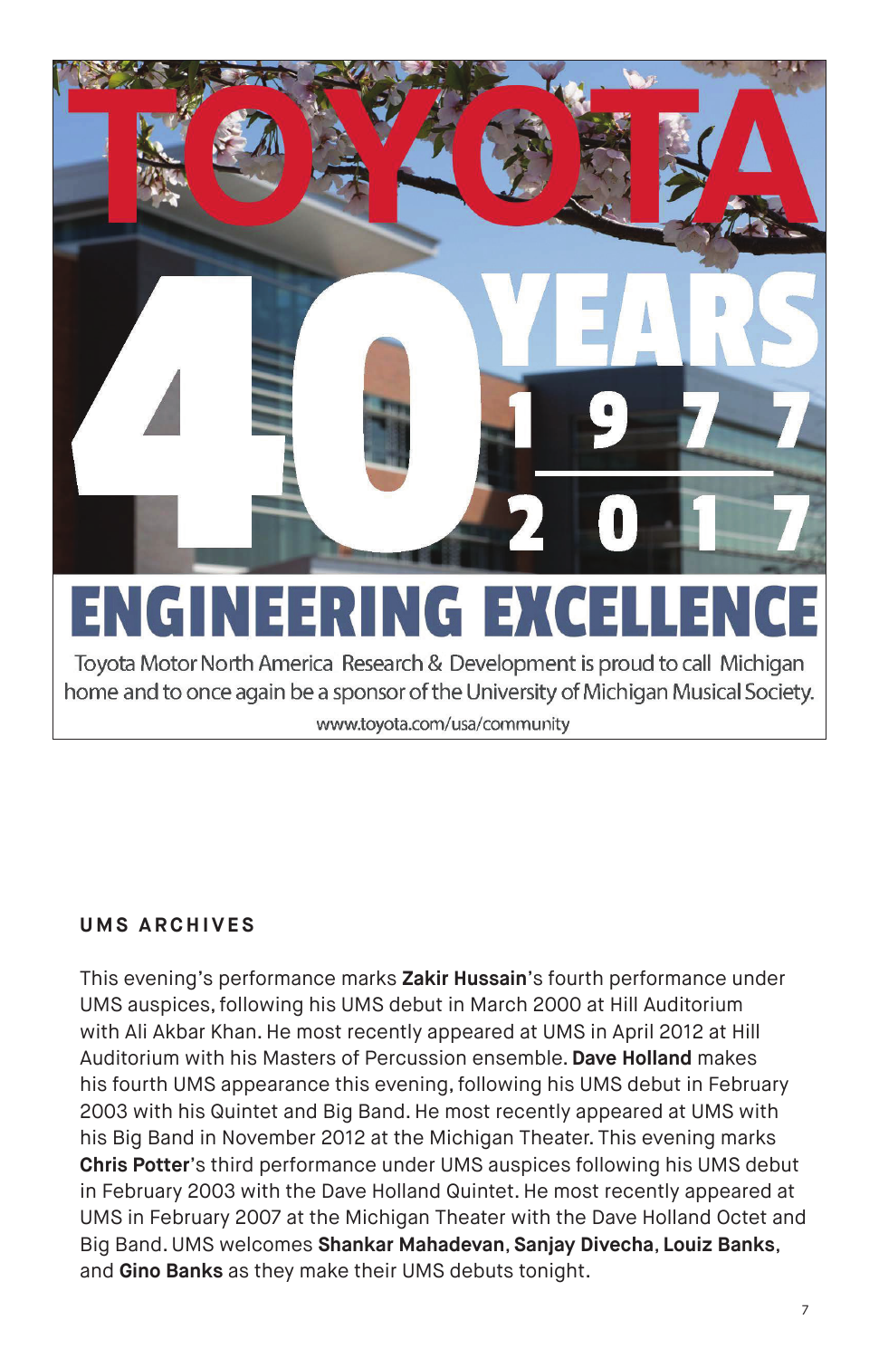# TOYOTA

# 40 YEARS

1977
2017

## ENGINEERING EXCELLENCE

Toyota Motor North America Research & Development is proud to call Michigan home and to once again be a sponsor of the University of Michigan Musical Society.

www.toyota.com/usa/community

## UMS ARCHIVES

This evening's performance marks **Zakir Hussain**'s fourth performance under UMS auspices, following his UMS debut in March 2000 at Hill Auditorium with Ali Akbar Khan. He most recently appeared at UMS in April 2012 at Hill Auditorium with his Masters of Percussion ensemble. **Dave Holland** makes his fourth UMS appearance this evening, following his UMS debut in February 2003 with his Quintet and Big Band. He most recently appeared at UMS with his Big Band in November 2012 at the Michigan Theater. This evening marks **Chris Potter**'s third performance under UMS auspices following his UMS debut in February 2003 with the Dave Holland Quintet. He most recently appeared at UMS in February 2007 at the Michigan Theater with the Dave Holland Octet and Big Band. UMS welcomes **Shankar Mahadevan**, **Sanjay Divecha**, **Louiz Banks**, and **Gino Banks** as they make their UMS debuts tonight.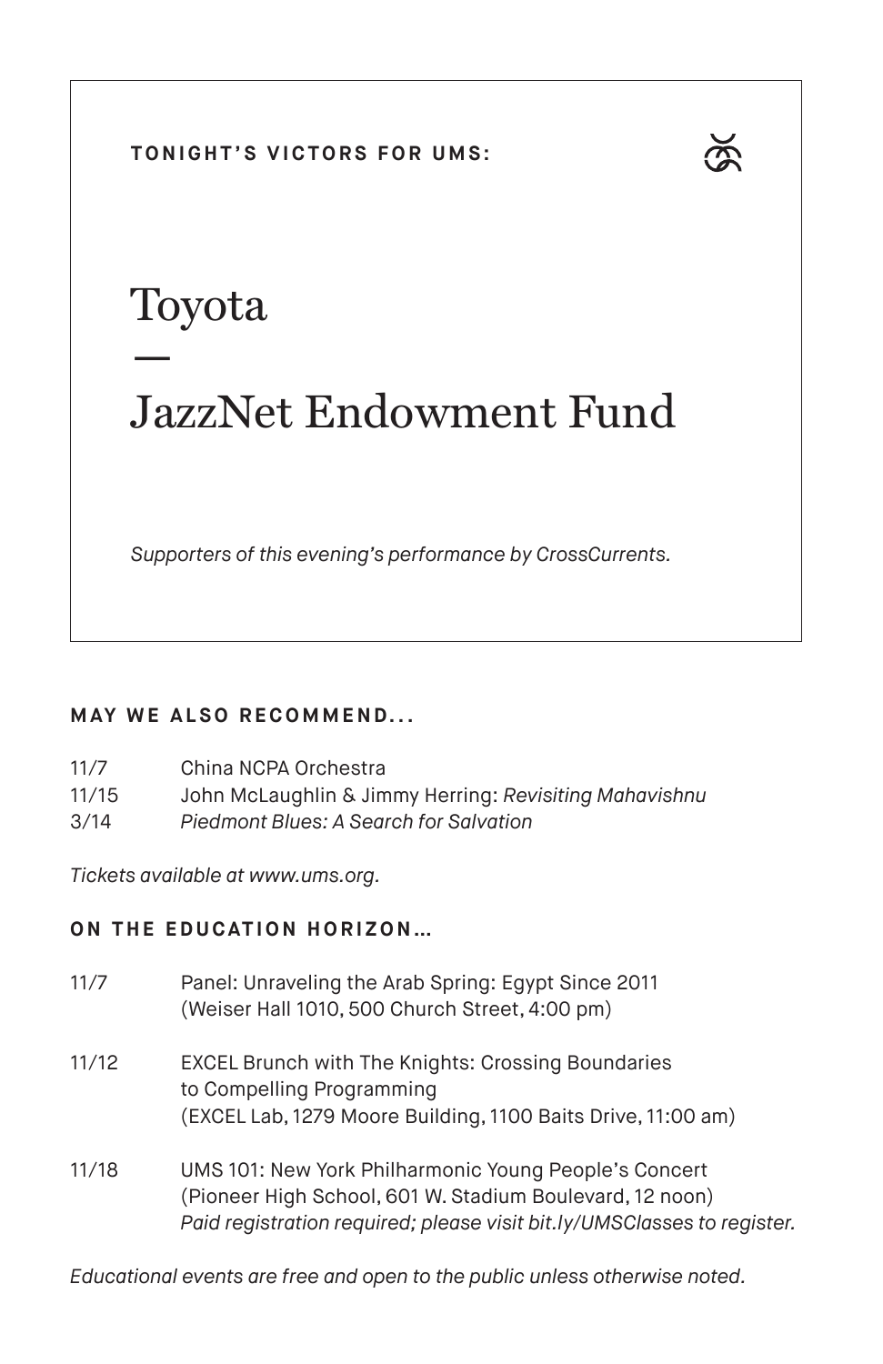**TONIGHT'S VICTORS FOR UMS:**

# Toyota

—

# JazzNet Endowment Fund

*Supporters of this evening's performance by CrossCurrents.*

## MAY WE ALSO RECOMMEND...

| | |
|---|---|
| 11/7 | China NCPA Orchestra |
| 11/15 | John McLaughlin & Jimmy Herring: *Revisiting Mahavishnu* |
| 3/14 | *Piedmont Blues: A Search for Salvation* |

*Tickets available at www.ums.org.*

## ON THE EDUCATION HORIZON…

| | |
|---|---|
| 11/7 | Panel: Unraveling the Arab Spring: Egypt Since 2011 (Weiser Hall 1010, 500 Church Street, 4:00 pm) |
| 11/12 | EXCEL Brunch with The Knights: Crossing Boundaries to Compelling Programming (EXCEL Lab, 1279 Moore Building, 1100 Baits Drive, 11:00 am) |
| 11/18 | UMS 101: New York Philharmonic Young People's Concert (Pioneer High School, 601 W. Stadium Boulevard, 12 noon) *Paid registration required; please visit bit.ly/UMSClasses to register.* |

*Educational events are free and open to the public unless otherwise noted.*